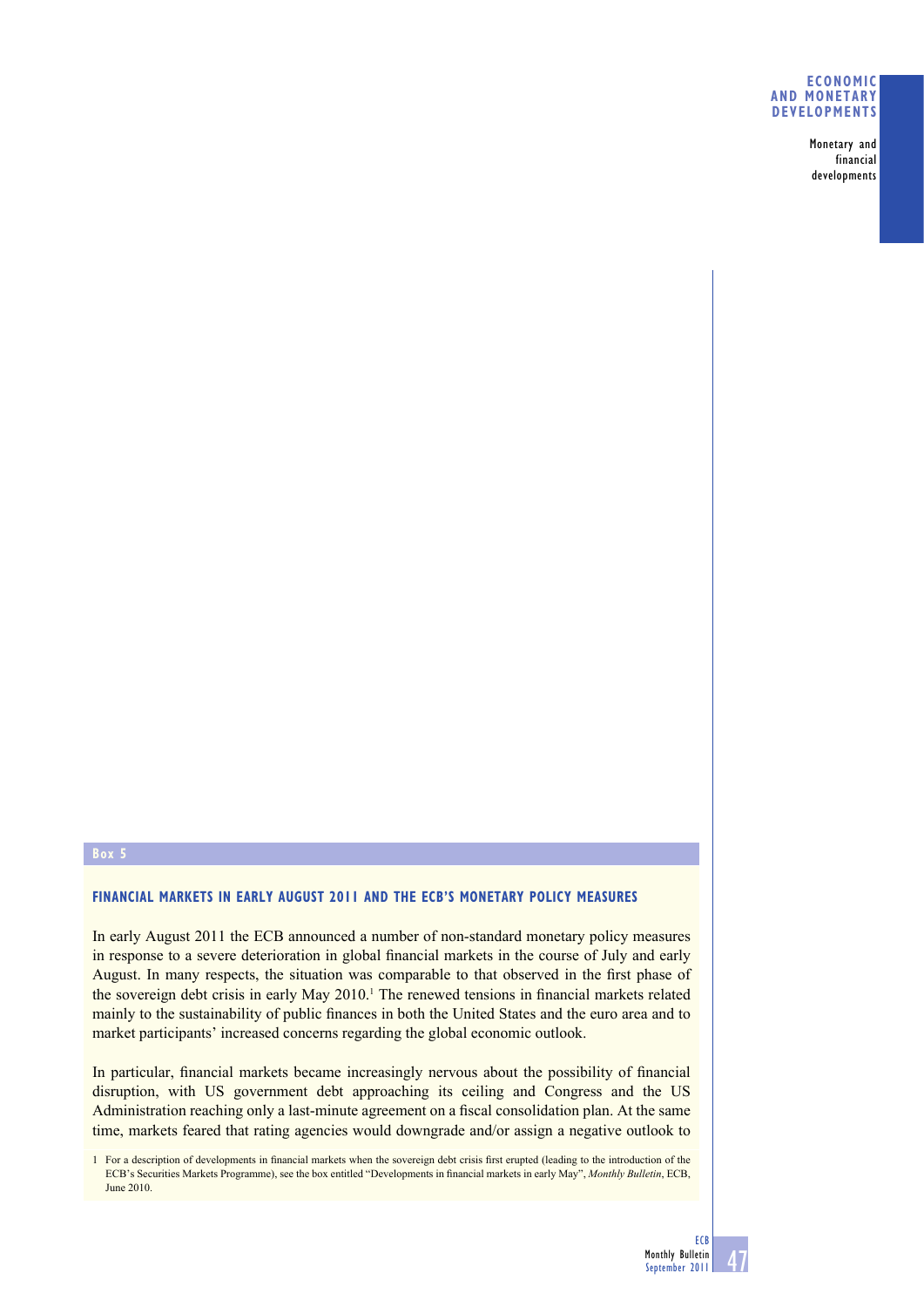**Box 5**

## FINANCIAL MARKETS IN EARLY AUGUST 2011 AND THE ECB'S MONETARY POLICY MEASURES

In early August 2011 the ECB announced a number of non-standard monetary policy measures in response to a severe deterioration in global financial markets in the course of July and early August. In many respects, the situation was comparable to that observed in the first phase of the sovereign debt crisis in early May 2010.[1] The renewed tensions in financial markets related mainly to the sustainability of public finances in both the United States and the euro area and to market participants' increased concerns regarding the global economic outlook.

In particular, financial markets became increasingly nervous about the possibility of financial disruption, with US government debt approaching its ceiling and Congress and the US Administration reaching only a last-minute agreement on a fiscal consolidation plan. At the same time, markets feared that rating agencies would downgrade and/or assign a negative outlook to

1 For a description of developments in financial markets when the sovereign debt crisis first erupted (leading to the introduction of the ECB's Securities Markets Programme), see the box entitled "Developments in financial markets in early May", *Monthly Bulletin*, ECB, June 2010.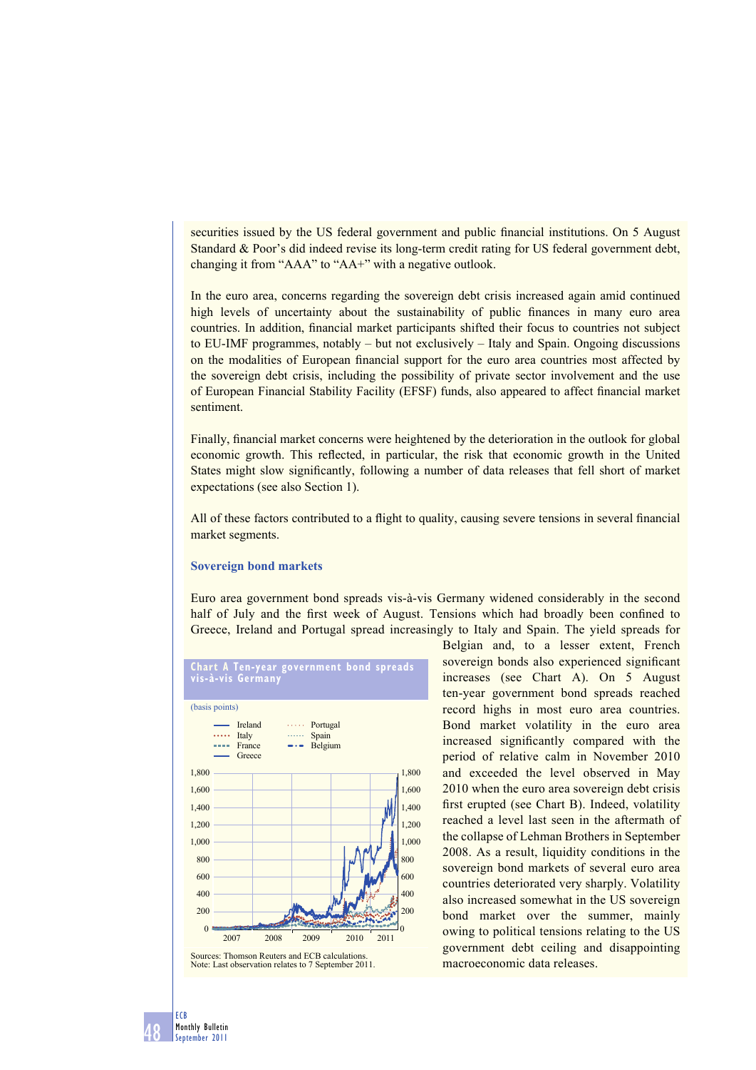securities issued by the US federal government and public financial institutions. On 5 August Standard & Poor's did indeed revise its long-term credit rating for US federal government debt, changing it from "AAA" to "AA+" with a negative outlook.

In the euro area, concerns regarding the sovereign debt crisis increased again amid continued high levels of uncertainty about the sustainability of public finances in many euro area countries. In addition, financial market participants shifted their focus to countries not subject to EU-IMF programmes, notably – but not exclusively – Italy and Spain. Ongoing discussions on the modalities of European financial support for the euro area countries most affected by the sovereign debt crisis, including the possibility of private sector involvement and the use of European Financial Stability Facility (EFSF) funds, also appeared to affect financial market sentiment.

Finally, financial market concerns were heightened by the deterioration in the outlook for global economic growth. This reflected, in particular, the risk that economic growth in the United States might slow significantly, following a number of data releases that fell short of market expectations (see also Section 1).

All of these factors contributed to a flight to quality, causing severe tensions in several financial market segments.

### Sovereign bond markets

Euro area government bond spreads vis-à-vis Germany widened considerably in the second half of July and the first week of August. Tensions which had broadly been confined to Greece, Ireland and Portugal spread increasingly to Italy and Spain. The yield spreads for Belgian and, to a lesser extent, French sovereign bonds also experienced significant increases (see Chart A). On 5 August ten-year government bond spreads reached record highs in most euro area countries. Bond market volatility in the euro area increased significantly compared with the period of relative calm in November 2010 and exceeded the level observed in May 2010 when the euro area sovereign debt crisis first erupted (see Chart B). Indeed, volatility reached a level last seen in the aftermath of the collapse of Lehman Brothers in September 2008. As a result, liquidity conditions in the sovereign bond markets of several euro area countries deteriorated very sharply. Volatility also increased somewhat in the US sovereign bond market over the summer, mainly owing to political tensions relating to the US government debt ceiling and disappointing macroeconomic data releases.

**Chart A Ten-year government bond spreads vis-à-vis Germany**

(basis points)

Legend: Ireland; Italy; France; Greece; Portugal; Spain; Belgium

Sources: Thomson Reuters and ECB calculations.
Note: Last observation relates to 7 September 2011.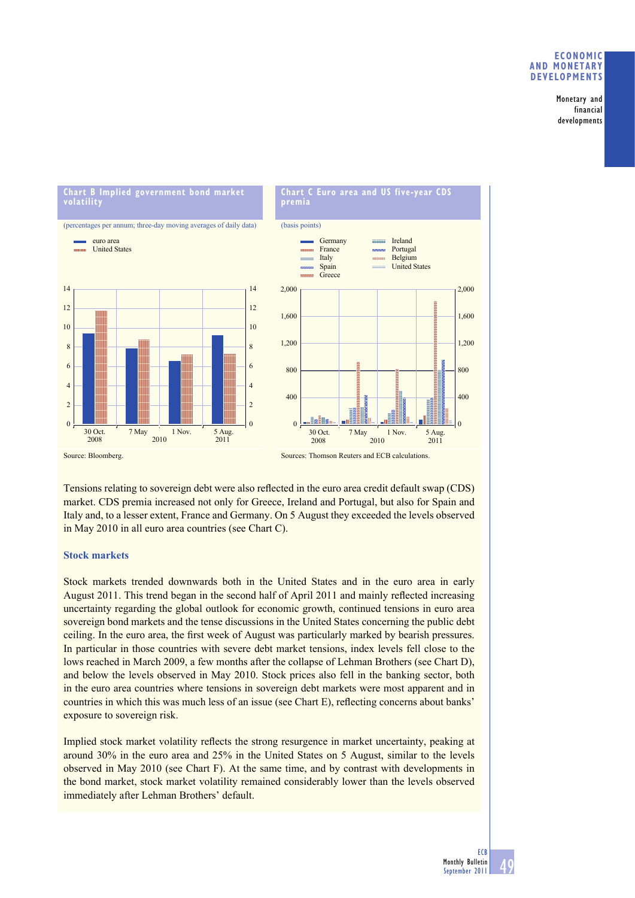**Chart B Implied government bond market volatility**

(percentages per annum; three-day moving averages of daily data)

Source: Bloomberg.

**Chart C Euro area and US five-year CDS premia**

(basis points)

Sources: Thomson Reuters and ECB calculations.

Tensions relating to sovereign debt were also reflected in the euro area credit default swap (CDS) market. CDS premia increased not only for Greece, Ireland and Portugal, but also for Spain and Italy and, to a lesser extent, France and Germany. On 5 August they exceeded the levels observed in May 2010 in all euro area countries (see Chart C).

### Stock markets

Stock markets trended downwards both in the United States and in the euro area in early August 2011. This trend began in the second half of April 2011 and mainly reflected increasing uncertainty regarding the global outlook for economic growth, continued tensions in euro area sovereign bond markets and the tense discussions in the United States concerning the public debt ceiling. In the euro area, the first week of August was particularly marked by bearish pressures. In particular in those countries with severe debt market tensions, index levels fell close to the lows reached in March 2009, a few months after the collapse of Lehman Brothers (see Chart D), and below the levels observed in May 2010. Stock prices also fell in the banking sector, both in the euro area countries where tensions in sovereign debt markets were most apparent and in countries in which this was much less of an issue (see Chart E), reflecting concerns about banks' exposure to sovereign risk.

Implied stock market volatility reflects the strong resurgence in market uncertainty, peaking at around 30% in the euro area and 25% in the United States on 5 August, similar to the levels observed in May 2010 (see Chart F). At the same time, and by contrast with developments in the bond market, stock market volatility remained considerably lower than the levels observed immediately after Lehman Brothers' default.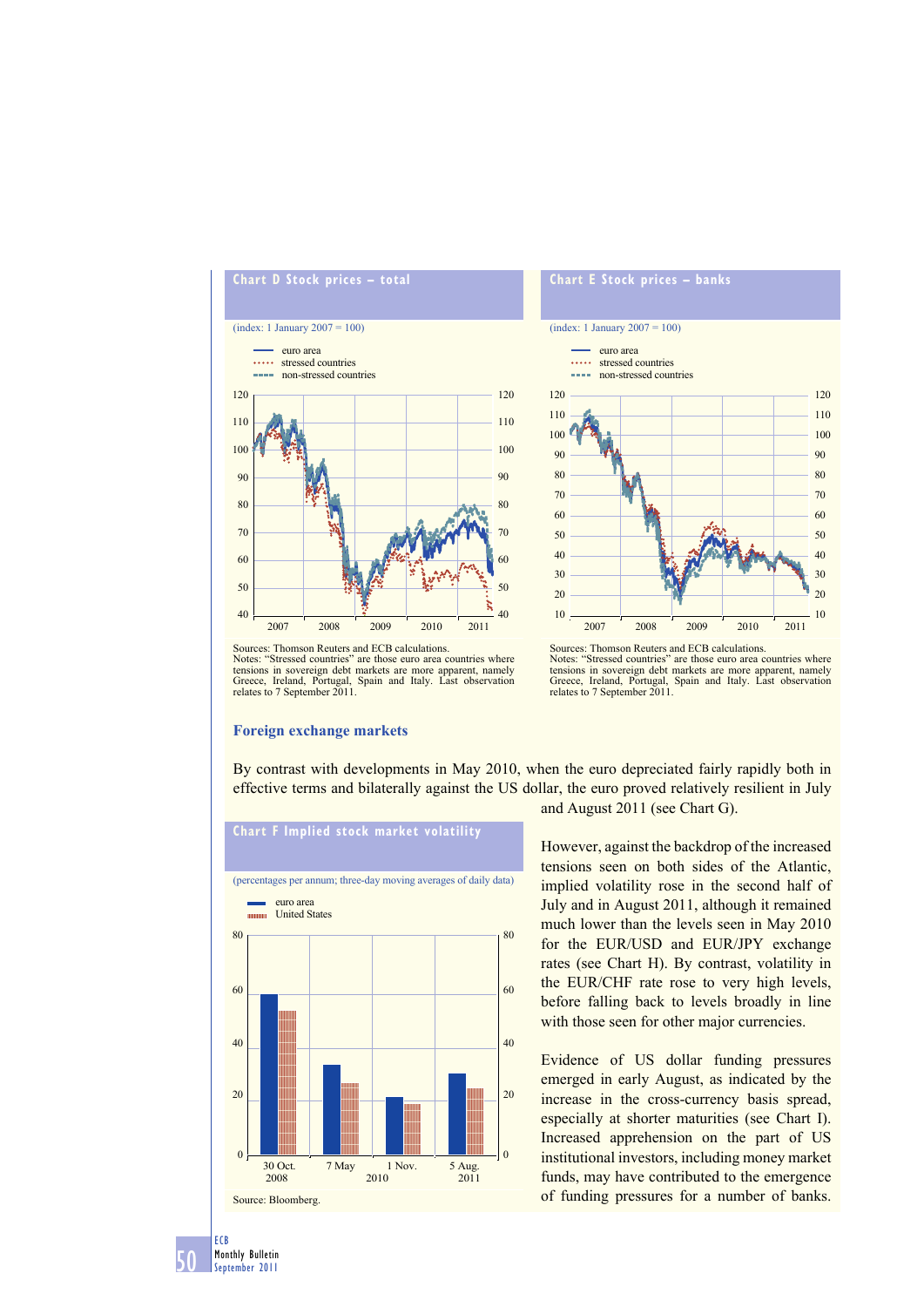**Chart D Stock prices – total**

(index: 1 January 2007 = 100)

- euro area
- stressed countries
- non-stressed countries

Sources: Thomson Reuters and ECB calculations.
Notes: "Stressed countries" are those euro area countries where tensions in sovereign debt markets are more apparent, namely Greece, Ireland, Portugal, Spain and Italy. Last observation relates to 7 September 2011.

**Chart E Stock prices – banks**

(index: 1 January 2007 = 100)

- euro area
- stressed countries
- non-stressed countries

Sources: Thomson Reuters and ECB calculations.
Notes: "Stressed countries" are those euro area countries where tensions in sovereign debt markets are more apparent, namely Greece, Ireland, Portugal, Spain and Italy. Last observation relates to 7 September 2011.

## Foreign exchange markets

By contrast with developments in May 2010, when the euro depreciated fairly rapidly both in effective terms and bilaterally against the US dollar, the euro proved relatively resilient in July and August 2011 (see Chart G).

**Chart F Implied stock market volatility**

(percentages per annum; three-day moving averages of daily data)

- euro area
- United States

| | euro area | United States |
|---|---|---|
| 30 Oct. 2008 | 60 | 54 |
| 7 May 2010 | 34 | 27 |
| 1 Nov. 2010 | 22 | 19 |
| 5 Aug. 2011 | 31 | 25 |

Source: Bloomberg.

However, against the backdrop of the increased tensions seen on both sides of the Atlantic, implied volatility rose in the second half of July and in August 2011, although it remained much lower than the levels seen in May 2010 for the EUR/USD and EUR/JPY exchange rates (see Chart H). By contrast, volatility in the EUR/CHF rate rose to very high levels, before falling back to levels broadly in line with those seen for other major currencies.

Evidence of US dollar funding pressures emerged in early August, as indicated by the increase in the cross-currency basis spread, especially at shorter maturities (see Chart I). Increased apprehension on the part of US institutional investors, including money market funds, may have contributed to the emergence of funding pressures for a number of banks.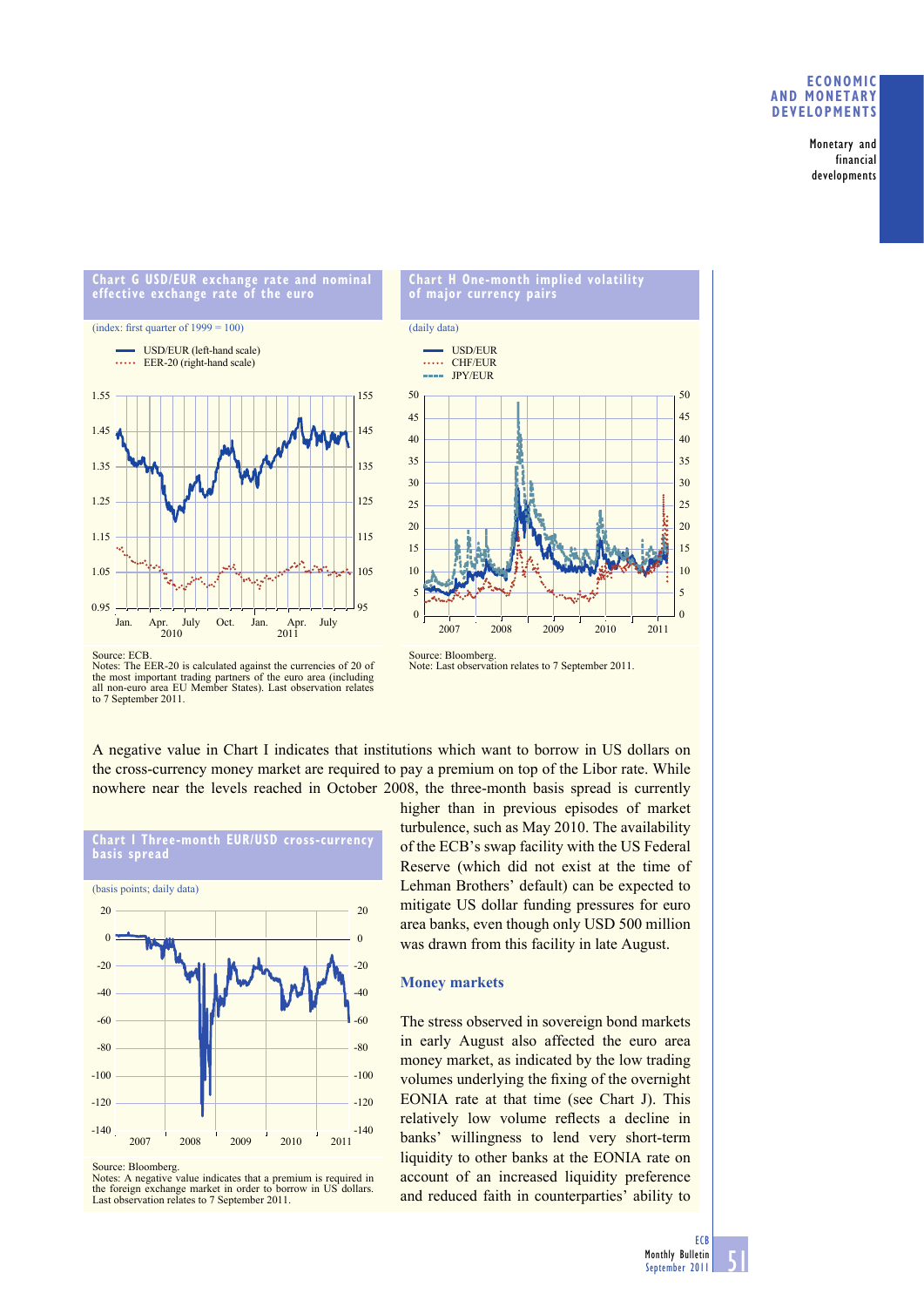**Chart G USD/EUR exchange rate and nominal effective exchange rate of the euro**

(index: first quarter of 1999 = 100)

Source: ECB.
Notes: The EER-20 is calculated against the currencies of 20 of the most important trading partners of the euro area (including all non-euro area EU Member States). Last observation relates to 7 September 2011.

**Chart H One-month implied volatility of major currency pairs**

(daily data)

Source: Bloomberg.
Note: Last observation relates to 7 September 2011.

A negative value in Chart I indicates that institutions which want to borrow in US dollars on the cross-currency money market are required to pay a premium on top of the Libor rate. While nowhere near the levels reached in October 2008, the three-month basis spread is currently higher than in previous episodes of market turbulence, such as May 2010. The availability of the ECB's swap facility with the US Federal Reserve (which did not exist at the time of Lehman Brothers' default) can be expected to mitigate US dollar funding pressures for euro area banks, even though only USD 500 million was drawn from this facility in late August.

**Chart I Three-month EUR/USD cross-currency basis spread**

(basis points; daily data)

Source: Bloomberg.
Notes: A negative value indicates that a premium is required in the foreign exchange market in order to borrow in US dollars. Last observation relates to 7 September 2011.

### Money markets

The stress observed in sovereign bond markets in early August also affected the euro area money market, as indicated by the low trading volumes underlying the fixing of the overnight EONIA rate at that time (see Chart J). This relatively low volume reflects a decline in banks' willingness to lend very short-term liquidity to other banks at the EONIA rate on account of an increased liquidity preference and reduced faith in counterparties' ability to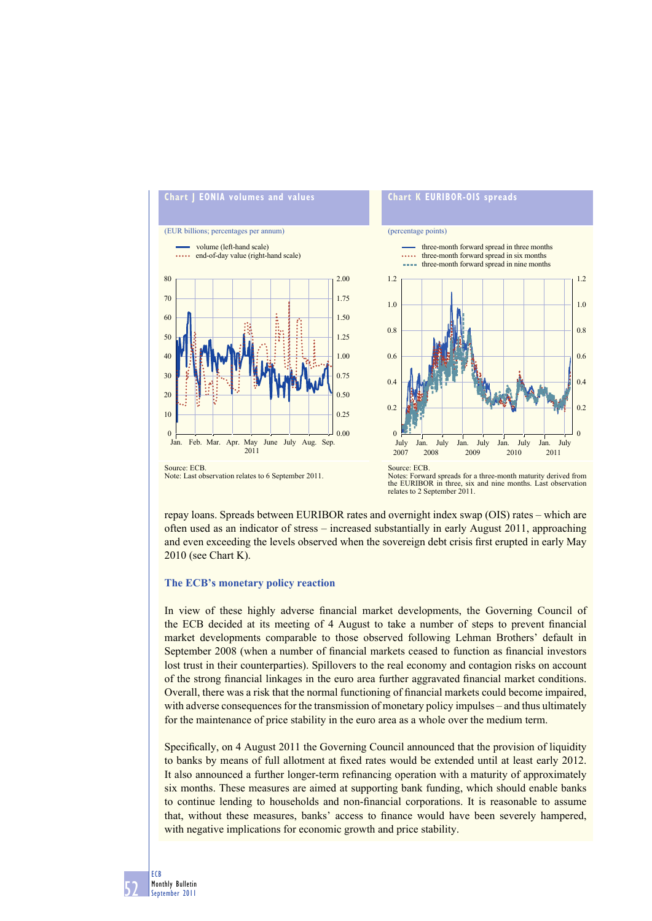**Chart J EONIA volumes and values**

(EUR billions; percentages per annum)

volume (left-hand scale)
end-of-day value (right-hand scale)

Source: ECB.
Note: Last observation relates to 6 September 2011.

**Chart K EURIBOR-OIS spreads**

(percentage points)

three-month forward spread in three months
three-month forward spread in six months
three-month forward spread in nine months

Source: ECB.
Notes: Forward spreads for a three-month maturity derived from the EURIBOR in three, six and nine months. Last observation relates to 2 September 2011.

repay loans. Spreads between EURIBOR rates and overnight index swap (OIS) rates – which are often used as an indicator of stress – increased substantially in early August 2011, approaching and even exceeding the levels observed when the sovereign debt crisis first erupted in early May 2010 (see Chart K).

### The ECB's monetary policy reaction

In view of these highly adverse financial market developments, the Governing Council of the ECB decided at its meeting of 4 August to take a number of steps to prevent financial market developments comparable to those observed following Lehman Brothers' default in September 2008 (when a number of financial markets ceased to function as financial investors lost trust in their counterparties). Spillovers to the real economy and contagion risks on account of the strong financial linkages in the euro area further aggravated financial market conditions. Overall, there was a risk that the normal functioning of financial markets could become impaired, with adverse consequences for the transmission of monetary policy impulses – and thus ultimately for the maintenance of price stability in the euro area as a whole over the medium term.

Specifically, on 4 August 2011 the Governing Council announced that the provision of liquidity to banks by means of full allotment at fixed rates would be extended until at least early 2012. It also announced a further longer-term refinancing operation with a maturity of approximately six months. These measures are aimed at supporting bank funding, which should enable banks to continue lending to households and non-financial corporations. It is reasonable to assume that, without these measures, banks' access to finance would have been severely hampered, with negative implications for economic growth and price stability.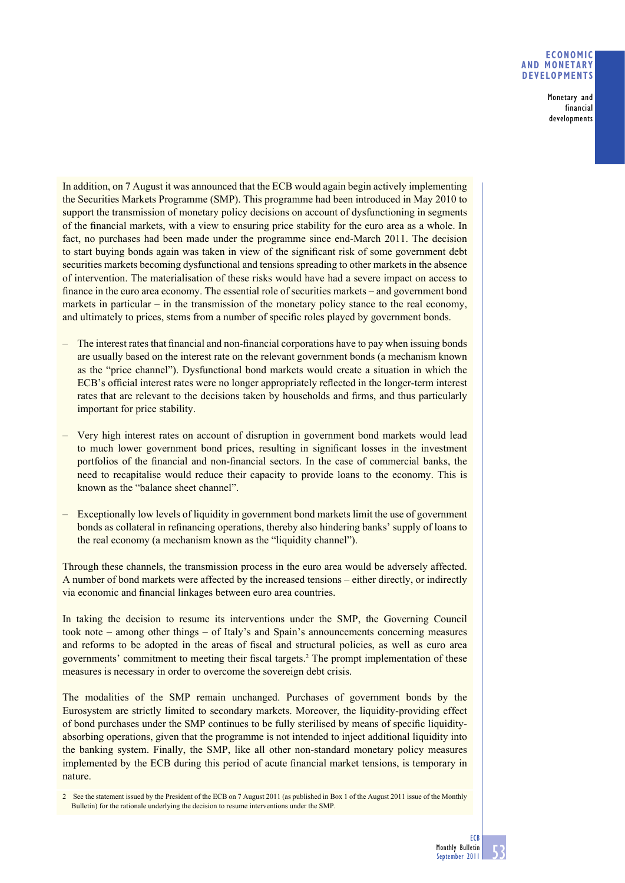In addition, on 7 August it was announced that the ECB would again begin actively implementing the Securities Markets Programme (SMP). This programme had been introduced in May 2010 to support the transmission of monetary policy decisions on account of dysfunctioning in segments of the financial markets, with a view to ensuring price stability for the euro area as a whole. In fact, no purchases had been made under the programme since end-March 2011. The decision to start buying bonds again was taken in view of the significant risk of some government debt securities markets becoming dysfunctional and tensions spreading to other markets in the absence of intervention. The materialisation of these risks would have had a severe impact on access to finance in the euro area economy. The essential role of securities markets – and government bond markets in particular – in the transmission of the monetary policy stance to the real economy, and ultimately to prices, stems from a number of specific roles played by government bonds.

– The interest rates that financial and non-financial corporations have to pay when issuing bonds are usually based on the interest rate on the relevant government bonds (a mechanism known as the "price channel"). Dysfunctional bond markets would create a situation in which the ECB's official interest rates were no longer appropriately reflected in the longer-term interest rates that are relevant to the decisions taken by households and firms, and thus particularly important for price stability.

– Very high interest rates on account of disruption in government bond markets would lead to much lower government bond prices, resulting in significant losses in the investment portfolios of the financial and non-financial sectors. In the case of commercial banks, the need to recapitalise would reduce their capacity to provide loans to the economy. This is known as the "balance sheet channel".

– Exceptionally low levels of liquidity in government bond markets limit the use of government bonds as collateral in refinancing operations, thereby also hindering banks' supply of loans to the real economy (a mechanism known as the "liquidity channel").

Through these channels, the transmission process in the euro area would be adversely affected. A number of bond markets were affected by the increased tensions – either directly, or indirectly via economic and financial linkages between euro area countries.

In taking the decision to resume its interventions under the SMP, the Governing Council took note – among other things – of Italy's and Spain's announcements concerning measures and reforms to be adopted in the areas of fiscal and structural policies, as well as euro area governments' commitment to meeting their fiscal targets.[2] The prompt implementation of these measures is necessary in order to overcome the sovereign debt crisis.

The modalities of the SMP remain unchanged. Purchases of government bonds by the Eurosystem are strictly limited to secondary markets. Moreover, the liquidity-providing effect of bond purchases under the SMP continues to be fully sterilised by means of specific liquidity-absorbing operations, given that the programme is not intended to inject additional liquidity into the banking system. Finally, the SMP, like all other non-standard monetary policy measures implemented by the ECB during this period of acute financial market tensions, is temporary in nature.

2 See the statement issued by the President of the ECB on 7 August 2011 (as published in Box 1 of the August 2011 issue of the Monthly Bulletin) for the rationale underlying the decision to resume interventions under the SMP.